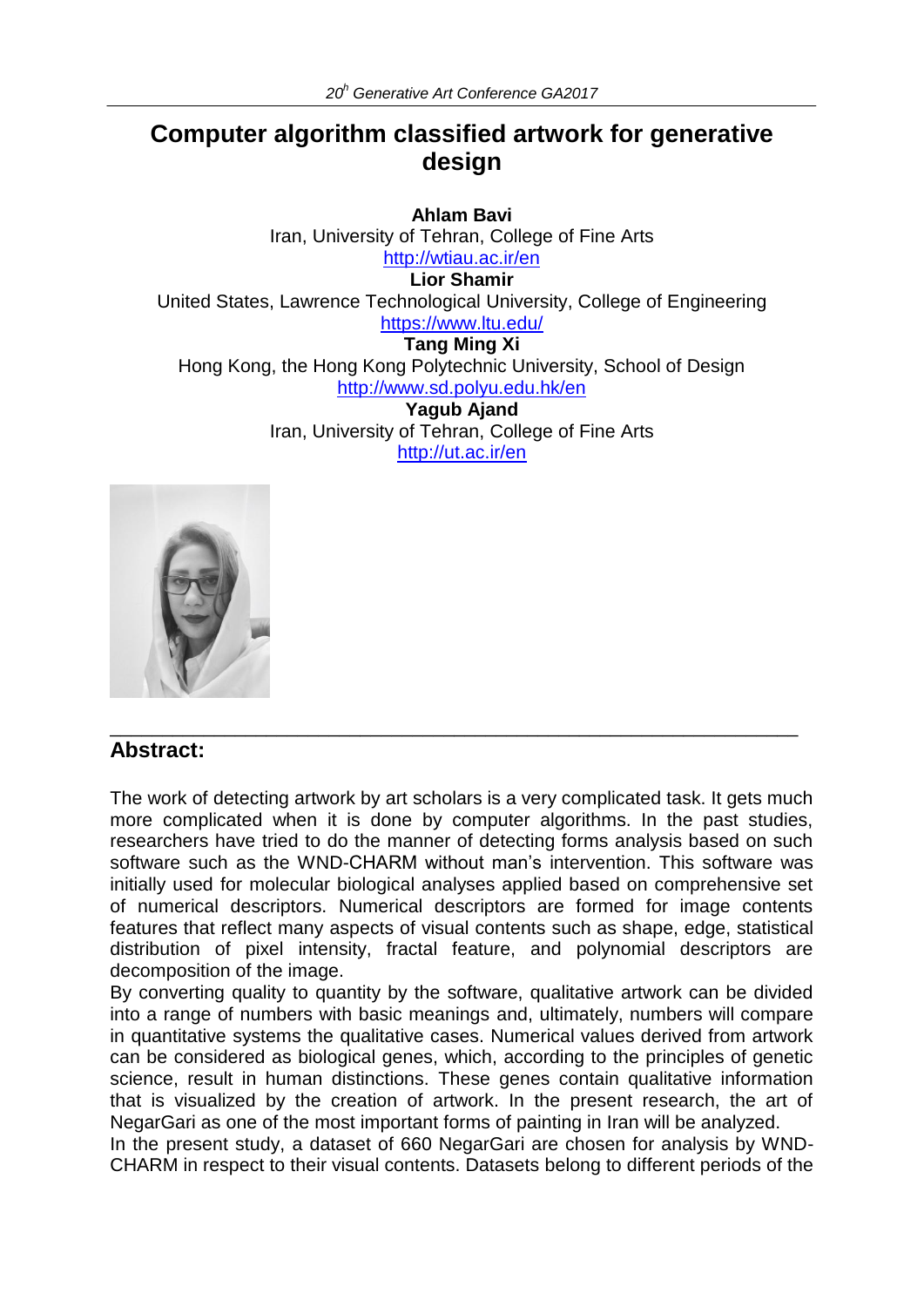# Computer algorithm classified artwork for generative design

**Ahlam Bavi**
Iran, University of Tehran, College of Fine Arts
http://wtiau.ac.ir/en

**Lior Shamir**
United States, Lawrence Technological University, College of Engineering
https://www.ltu.edu/

**Tang Ming Xi**
Hong Kong, the Hong Kong Polytechnic University, School of Design
http://www.sd.polyu.edu.hk/en

**Yagub Ajand**
Iran, University of Tehran, College of Fine Arts
http://ut.ac.ir/en

## Abstract:

The work of detecting artwork by art scholars is a very complicated task. It gets much more complicated when it is done by computer algorithms. In the past studies, researchers have tried to do the manner of detecting forms analysis based on such software such as the WND-CHARM without man's intervention. This software was initially used for molecular biological analyses applied based on comprehensive set of numerical descriptors. Numerical descriptors are formed for image contents features that reflect many aspects of visual contents such as shape, edge, statistical distribution of pixel intensity, fractal feature, and polynomial descriptors are decomposition of the image.

By converting quality to quantity by the software, qualitative artwork can be divided into a range of numbers with basic meanings and, ultimately, numbers will compare in quantitative systems the qualitative cases. Numerical values derived from artwork can be considered as biological genes, which, according to the principles of genetic science, result in human distinctions. These genes contain qualitative information that is visualized by the creation of artwork. In the present research, the art of NegarGari as one of the most important forms of painting in Iran will be analyzed.

In the present study, a dataset of 660 NegarGari are chosen for analysis by WND-CHARM in respect to their visual contents. Datasets belong to different periods of the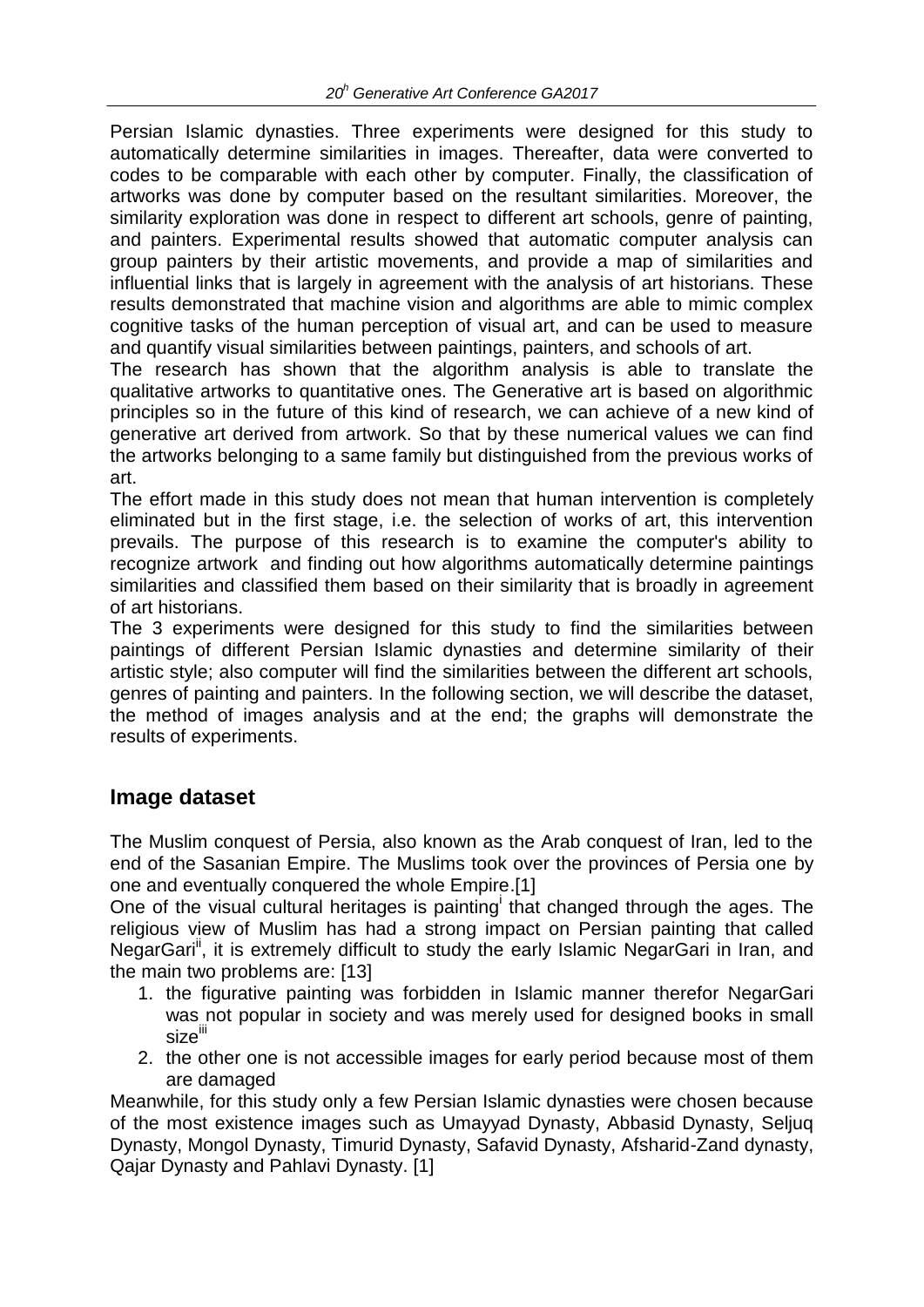Persian Islamic dynasties. Three experiments were designed for this study to automatically determine similarities in images. Thereafter, data were converted to codes to be comparable with each other by computer. Finally, the classification of artworks was done by computer based on the resultant similarities. Moreover, the similarity exploration was done in respect to different art schools, genre of painting, and painters. Experimental results showed that automatic computer analysis can group painters by their artistic movements, and provide a map of similarities and influential links that is largely in agreement with the analysis of art historians. These results demonstrated that machine vision and algorithms are able to mimic complex cognitive tasks of the human perception of visual art, and can be used to measure and quantify visual similarities between paintings, painters, and schools of art.

The research has shown that the algorithm analysis is able to translate the qualitative artworks to quantitative ones. The Generative art is based on algorithmic principles so in the future of this kind of research, we can achieve of a new kind of generative art derived from artwork. So that by these numerical values we can find the artworks belonging to a same family but distinguished from the previous works of art.

The effort made in this study does not mean that human intervention is completely eliminated but in the first stage, i.e. the selection of works of art, this intervention prevails. The purpose of this research is to examine the computer's ability to recognize artwork and finding out how algorithms automatically determine paintings similarities and classified them based on their similarity that is broadly in agreement of art historians.

The 3 experiments were designed for this study to find the similarities between paintings of different Persian Islamic dynasties and determine similarity of their artistic style; also computer will find the similarities between the different art schools, genres of painting and painters. In the following section, we will describe the dataset, the method of images analysis and at the end; the graphs will demonstrate the results of experiments.

## Image dataset

The Muslim conquest of Persia, also known as the Arab conquest of Iran, led to the end of the Sasanian Empire. The Muslims took over the provinces of Persia one by one and eventually conquered the whole Empire.[1]

One of the visual cultural heritages is painting[i] that changed through the ages. The religious view of Muslim has had a strong impact on Persian painting that called NegarGari[ii], it is extremely difficult to study the early Islamic NegarGari in Iran, and the main two problems are: [13]

1. the figurative painting was forbidden in Islamic manner therefor NegarGari was not popular in society and was merely used for designed books in small size[iii]
2. the other one is not accessible images for early period because most of them are damaged

Meanwhile, for this study only a few Persian Islamic dynasties were chosen because of the most existence images such as Umayyad Dynasty, Abbasid Dynasty, Seljuq Dynasty, Mongol Dynasty, Timurid Dynasty, Safavid Dynasty, Afsharid-Zand dynasty, Qajar Dynasty and Pahlavi Dynasty. [1]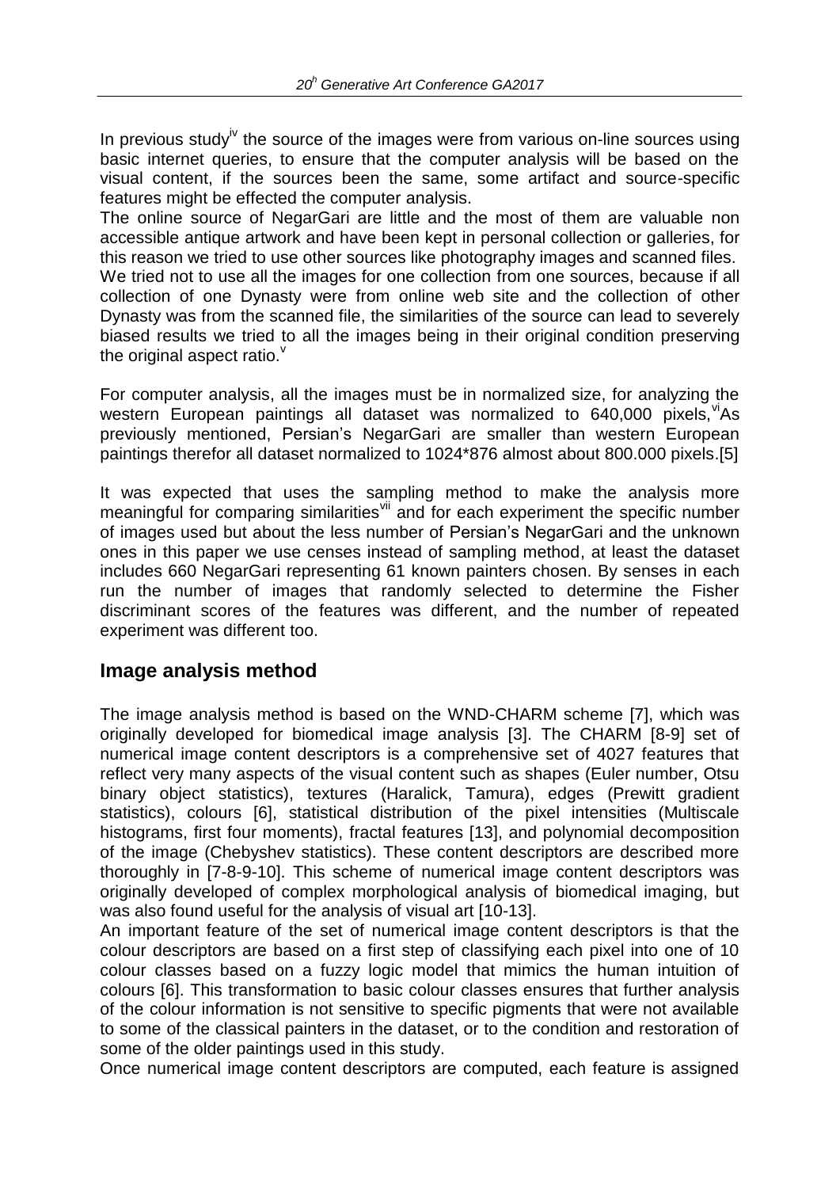In previous study[iv] the source of the images were from various on-line sources using basic internet queries, to ensure that the computer analysis will be based on the visual content, if the sources been the same, some artifact and source-specific features might be effected the computer analysis.

The online source of NegarGari are little and the most of them are valuable non accessible antique artwork and have been kept in personal collection or galleries, for this reason we tried to use other sources like photography images and scanned files. We tried not to use all the images for one collection from one sources, because if all collection of one Dynasty were from online web site and the collection of other Dynasty was from the scanned file, the similarities of the source can lead to severely biased results we tried to all the images being in their original condition preserving the original aspect ratio.[v]

For computer analysis, all the images must be in normalized size, for analyzing the western European paintings all dataset was normalized to 640,000 pixels,[vi]As previously mentioned, Persian's NegarGari are smaller than western European paintings therefor all dataset normalized to 1024*876 almost about 800.000 pixels.[5]

It was expected that uses the sampling method to make the analysis more meaningful for comparing similarities[vii] and for each experiment the specific number of images used but about the less number of Persian's NegarGari and the unknown ones in this paper we use censes instead of sampling method, at least the dataset includes 660 NegarGari representing 61 known painters chosen. By senses in each run the number of images that randomly selected to determine the Fisher discriminant scores of the features was different, and the number of repeated experiment was different too.

## Image analysis method

The image analysis method is based on the WND-CHARM scheme [7], which was originally developed for biomedical image analysis [3]. The CHARM [8-9] set of numerical image content descriptors is a comprehensive set of 4027 features that reflect very many aspects of the visual content such as shapes (Euler number, Otsu binary object statistics), textures (Haralick, Tamura), edges (Prewitt gradient statistics), colours [6], statistical distribution of the pixel intensities (Multiscale histograms, first four moments), fractal features [13], and polynomial decomposition of the image (Chebyshev statistics). These content descriptors are described more thoroughly in [7-8-9-10]. This scheme of numerical image content descriptors was originally developed of complex morphological analysis of biomedical imaging, but was also found useful for the analysis of visual art [10-13].

An important feature of the set of numerical image content descriptors is that the colour descriptors are based on a first step of classifying each pixel into one of 10 colour classes based on a fuzzy logic model that mimics the human intuition of colours [6]. This transformation to basic colour classes ensures that further analysis of the colour information is not sensitive to specific pigments that were not available to some of the classical painters in the dataset, or to the condition and restoration of some of the older paintings used in this study.

Once numerical image content descriptors are computed, each feature is assigned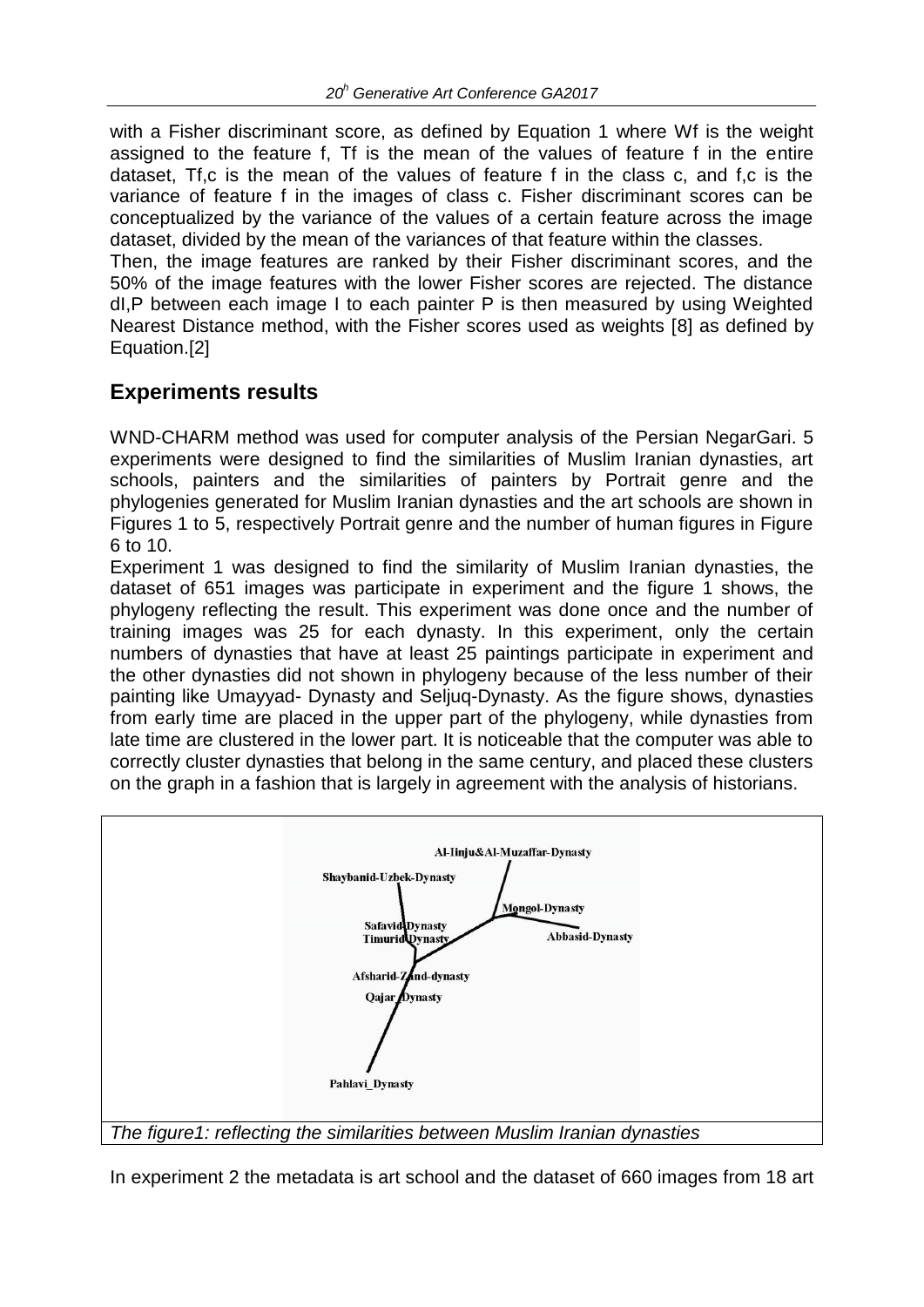with a Fisher discriminant score, as defined by Equation 1 where Wf is the weight assigned to the feature f, Tf is the mean of the values of feature f in the entire dataset, Tf,c is the mean of the values of feature f in the class c, and f,c is the variance of feature f in the images of class c. Fisher discriminant scores can be conceptualized by the variance of the values of a certain feature across the image dataset, divided by the mean of the variances of that feature within the classes.
Then, the image features are ranked by their Fisher discriminant scores, and the 50% of the image features with the lower Fisher scores are rejected. The distance dI,P between each image I to each painter P is then measured by using Weighted Nearest Distance method, with the Fisher scores used as weights [8] as defined by Equation.[2]

## Experiments results

WND-CHARM method was used for computer analysis of the Persian NegarGari. 5 experiments were designed to find the similarities of Muslim Iranian dynasties, art schools, painters and the similarities of painters by Portrait genre and the phylogenies generated for Muslim Iranian dynasties and the art schools are shown in Figures 1 to 5, respectively Portrait genre and the number of human figures in Figure 6 to 10.
Experiment 1 was designed to find the similarity of Muslim Iranian dynasties, the dataset of 651 images was participate in experiment and the figure 1 shows, the phylogeny reflecting the result. This experiment was done once and the number of training images was 25 for each dynasty. In this experiment, only the certain numbers of dynasties that have at least 25 paintings participate in experiment and the other dynasties did not shown in phylogeny because of the less number of their painting like Umayyad- Dynasty and Seljuq-Dynasty. As the figure shows, dynasties from early time are placed in the upper part of the phylogeny, while dynasties from late time are clustered in the lower part. It is noticeable that the computer was able to correctly cluster dynasties that belong in the same century, and placed these clusters on the graph in a fashion that is largely in agreement with the analysis of historians.

Al-Iinju&Al-Muzaffar-Dynasty
Shaybanid-Uzbek-Dynasty
Mongol-Dynasty
Safavid-Dynasty
Timurid-Dynasty
Abbasid-Dynasty
Afsharid-Zand-dynasty
Qajar-Dynasty
Pahlavi_Dynasty

*The figure1: reflecting the similarities between Muslim Iranian dynasties*

In experiment 2 the metadata is art school and the dataset of 660 images from 18 art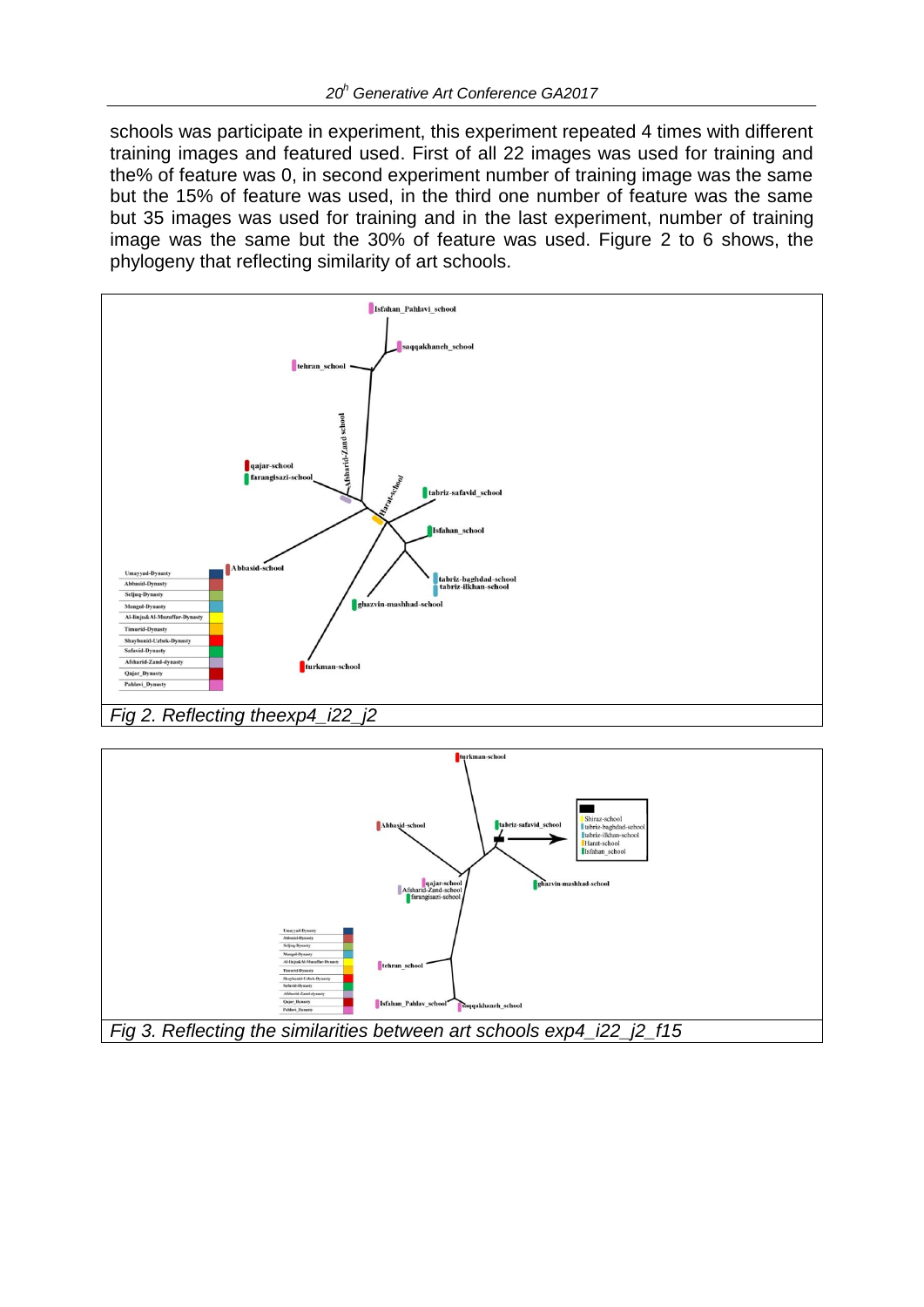schools was participate in experiment, this experiment repeated 4 times with different training images and featured used. First of all 22 images was used for training and the% of feature was 0, in second experiment number of training image was the same but the 15% of feature was used, in the third one number of feature was the same but 35 images was used for training and in the last experiment, number of training image was the same but the 30% of feature was used. Figure 2 to 6 shows, the phylogeny that reflecting similarity of art schools.

*Fig 2. Reflecting theexp4_i22_j2*

*Fig 3. Reflecting the similarities between art schools exp4_i22_j2_f15*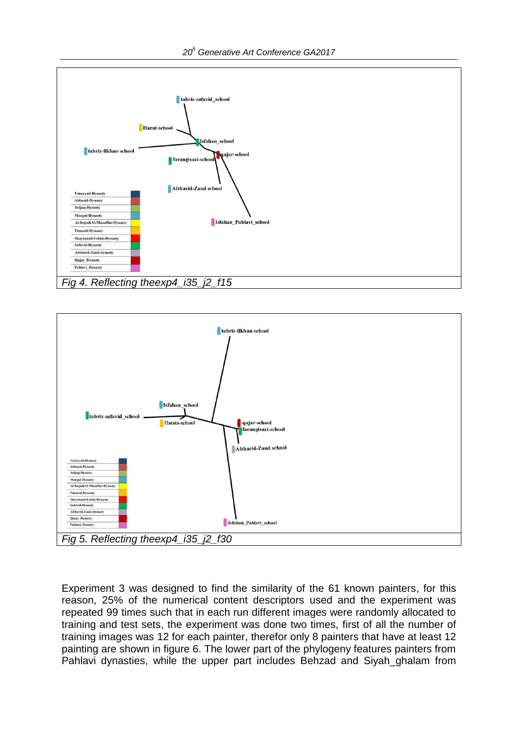Fig 4. Reflecting theexp4_i35_j2_f15

Fig 5. Reflecting theexp4_i35_j2_f30

Experiment 3 was designed to find the similarity of the 61 known painters, for this reason, 25% of the numerical content descriptors used and the experiment was repeated 99 times such that in each run different images were randomly allocated to training and test sets, the experiment was done two times, first of all the number of training images was 12 for each painter, therefor only 8 painters that have at least 12 painting are shown in figure 6. The lower part of the phylogeny features painters from Pahlavi dynasties, while the upper part includes Behzad and Siyah_ghalam from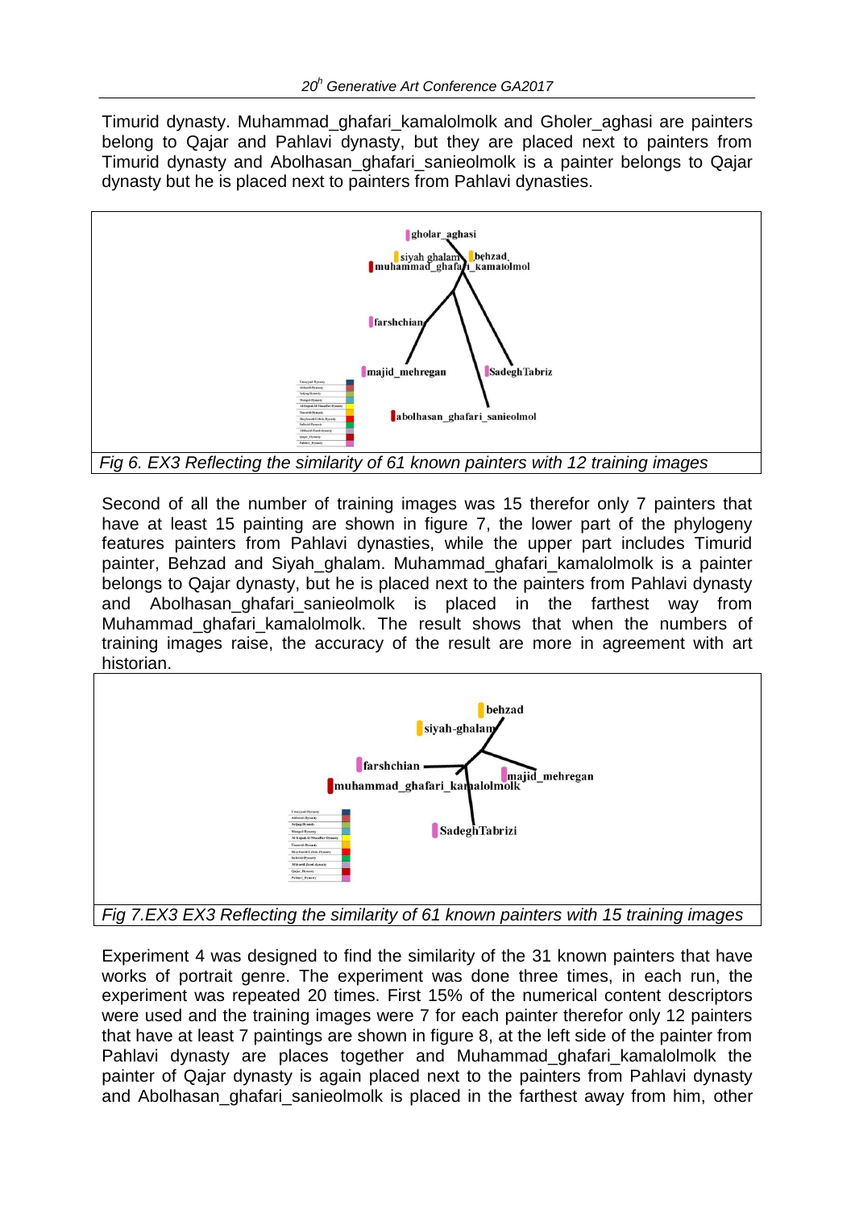Timurid dynasty. Muhammad_ghafari_kamalolmolk and Gholer_aghasi are painters belong to Qajar and Pahlavi dynasty, but they are placed next to painters from Timurid dynasty and Abolhasan_ghafari_sanieolmolk is a painter belongs to Qajar dynasty but he is placed next to painters from Pahlavi dynasties.

*Fig 6. EX3 Reflecting the similarity of 61 known painters with 12 training images*

Second of all the number of training images was 15 therefor only 7 painters that have at least 15 painting are shown in figure 7, the lower part of the phylogeny features painters from Pahlavi dynasties, while the upper part includes Timurid painter, Behzad and Siyah_ghalam. Muhammad_ghafari_kamalolmolk is a painter belongs to Qajar dynasty, but he is placed next to the painters from Pahlavi dynasty and Abolhasan_ghafari_sanieolmolk is placed in the farthest way from Muhammad_ghafari_kamalolmolk. The result shows that when the numbers of training images raise, the accuracy of the result are more in agreement with art historian.

*Fig 7.EX3 EX3 Reflecting the similarity of 61 known painters with 15 training images*

Experiment 4 was designed to find the similarity of the 31 known painters that have works of portrait genre. The experiment was done three times, in each run, the experiment was repeated 20 times. First 15% of the numerical content descriptors were used and the training images were 7 for each painter therefor only 12 painters that have at least 7 paintings are shown in figure 8, at the left side of the painter from Pahlavi dynasty are places together and Muhammad_ghafari_kamalolmolk the painter of Qajar dynasty is again placed next to the painters from Pahlavi dynasty and Abolhasan_ghafari_sanieolmolk is placed in the farthest away from him, other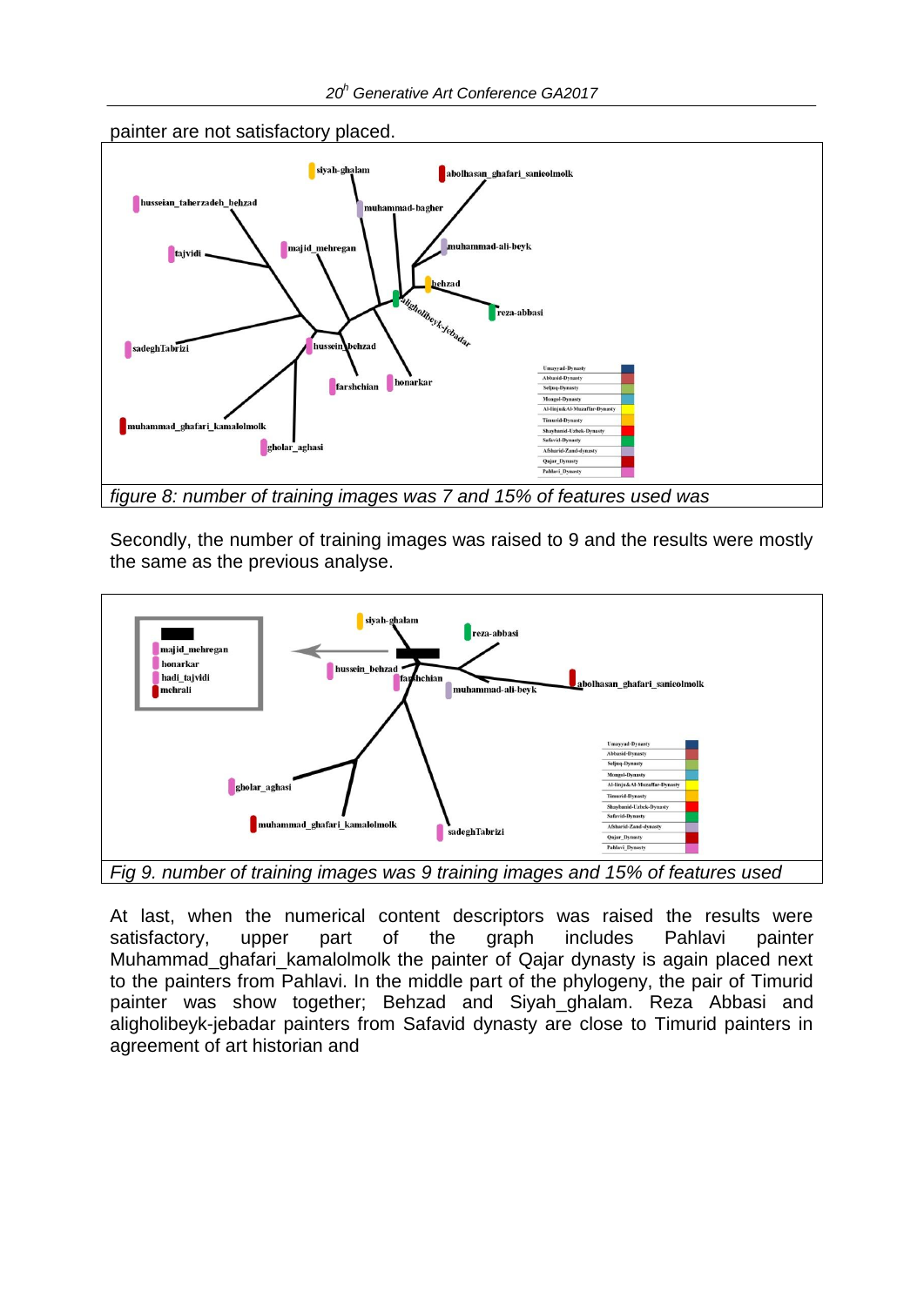painter are not satisfactory placed.

figure 8: number of training images was 7 and 15% of features used was

Secondly, the number of training images was raised to 9 and the results were mostly the same as the previous analyse.

Fig 9. number of training images was 9 training images and 15% of features used

At last, when the numerical content descriptors was raised the results were satisfactory, upper part of the graph includes Pahlavi painter Muhammad_ghafari_kamalolmolk the painter of Qajar dynasty is again placed next to the painters from Pahlavi. In the middle part of the phylogeny, the pair of Timurid painter was show together; Behzad and Siyah_ghalam. Reza Abbasi and aligholibeyk-jebadar painters from Safavid dynasty are close to Timurid painters in agreement of art historian and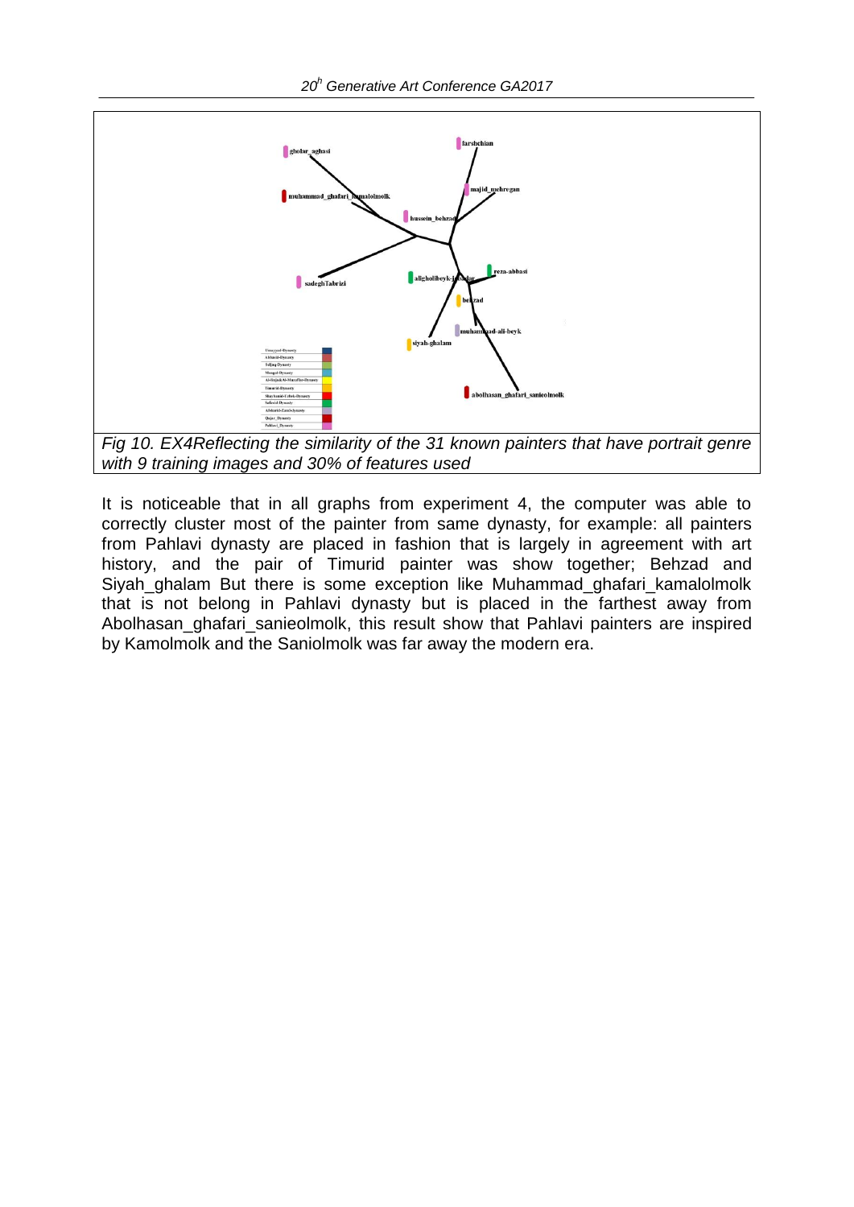*Fig 10. EX4Reflecting the similarity of the 31 known painters that have portrait genre with 9 training images and 30% of features used*

It is noticeable that in all graphs from experiment 4, the computer was able to correctly cluster most of the painter from same dynasty, for example: all painters from Pahlavi dynasty are placed in fashion that is largely in agreement with art history, and the pair of Timurid painter was show together; Behzad and Siyah_ghalam But there is some exception like Muhammad_ghafari_kamalolmolk that is not belong in Pahlavi dynasty but is placed in the farthest away from Abolhasan_ghafari_sanieolmolk, this result show that Pahlavi painters are inspired by Kamolmolk and the Saniolmolk was far away the modern era.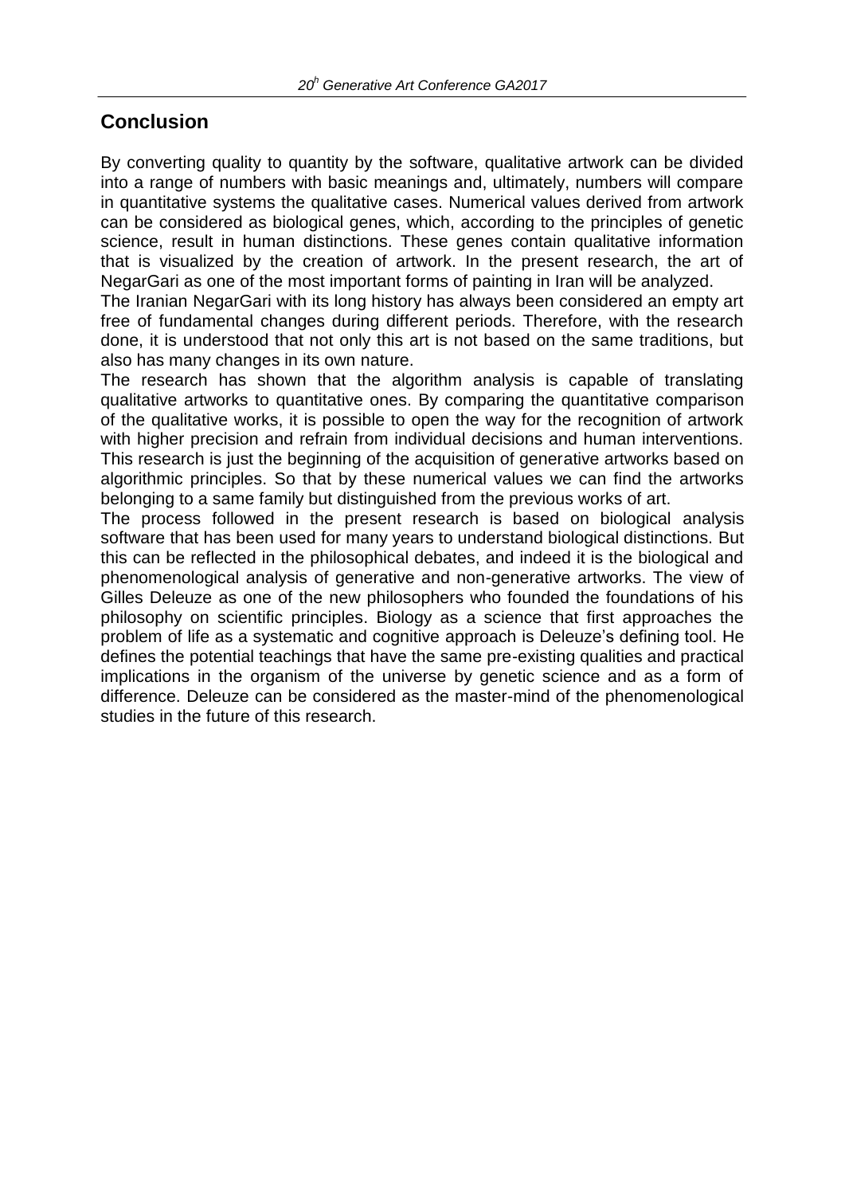## Conclusion

By converting quality to quantity by the software, qualitative artwork can be divided into a range of numbers with basic meanings and, ultimately, numbers will compare in quantitative systems the qualitative cases. Numerical values derived from artwork can be considered as biological genes, which, according to the principles of genetic science, result in human distinctions. These genes contain qualitative information that is visualized by the creation of artwork. In the present research, the art of NegarGari as one of the most important forms of painting in Iran will be analyzed.

The Iranian NegarGari with its long history has always been considered an empty art free of fundamental changes during different periods. Therefore, with the research done, it is understood that not only this art is not based on the same traditions, but also has many changes in its own nature.

The research has shown that the algorithm analysis is capable of translating qualitative artworks to quantitative ones. By comparing the quantitative comparison of the qualitative works, it is possible to open the way for the recognition of artwork with higher precision and refrain from individual decisions and human interventions. This research is just the beginning of the acquisition of generative artworks based on algorithmic principles. So that by these numerical values we can find the artworks belonging to a same family but distinguished from the previous works of art.

The process followed in the present research is based on biological analysis software that has been used for many years to understand biological distinctions. But this can be reflected in the philosophical debates, and indeed it is the biological and phenomenological analysis of generative and non-generative artworks. The view of Gilles Deleuze as one of the new philosophers who founded the foundations of his philosophy on scientific principles. Biology as a science that first approaches the problem of life as a systematic and cognitive approach is Deleuze's defining tool. He defines the potential teachings that have the same pre-existing qualities and practical implications in the organism of the universe by genetic science and as a form of difference. Deleuze can be considered as the master-mind of the phenomenological studies in the future of this research.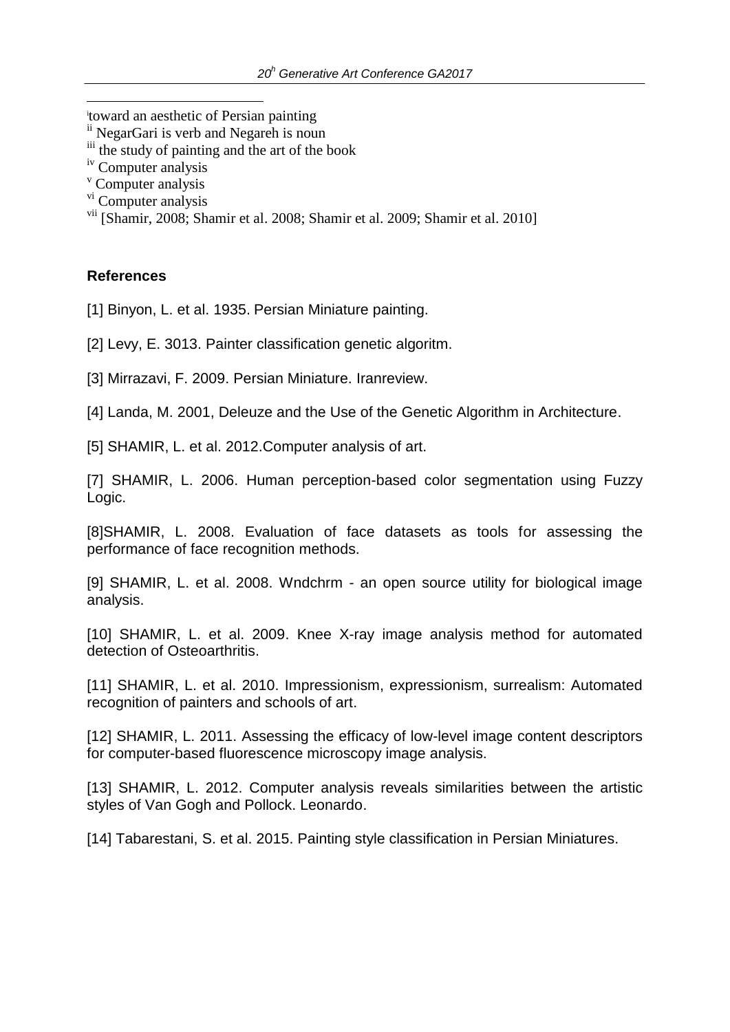[i]toward an aesthetic of Persian painting

[ii] NegarGari is verb and Negareh is noun

[iii] the study of painting and the art of the book

[iv] Computer analysis

[v] Computer analysis

[vi] Computer analysis

[vii] [Shamir, 2008; Shamir et al. 2008; Shamir et al. 2009; Shamir et al. 2010]

## References

[1] Binyon, L. et al. 1935. Persian Miniature painting.

[2] Levy, E. 3013. Painter classification genetic algoritm.

[3] Mirrazavi, F. 2009. Persian Miniature. Iranreview.

[4] Landa, M. 2001, Deleuze and the Use of the Genetic Algorithm in Architecture.

[5] SHAMIR, L. et al. 2012.Computer analysis of art.

[7] SHAMIR, L. 2006. Human perception-based color segmentation using Fuzzy Logic.

[8]SHAMIR, L. 2008. Evaluation of face datasets as tools for assessing the performance of face recognition methods.

[9] SHAMIR, L. et al. 2008. Wndchrm - an open source utility for biological image analysis.

[10] SHAMIR, L. et al. 2009. Knee X-ray image analysis method for automated detection of Osteoarthritis.

[11] SHAMIR, L. et al. 2010. Impressionism, expressionism, surrealism: Automated recognition of painters and schools of art.

[12] SHAMIR, L. 2011. Assessing the efficacy of low-level image content descriptors for computer-based fluorescence microscopy image analysis.

[13] SHAMIR, L. 2012. Computer analysis reveals similarities between the artistic styles of Van Gogh and Pollock. Leonardo.

[14] Tabarestani, S. et al. 2015. Painting style classification in Persian Miniatures.